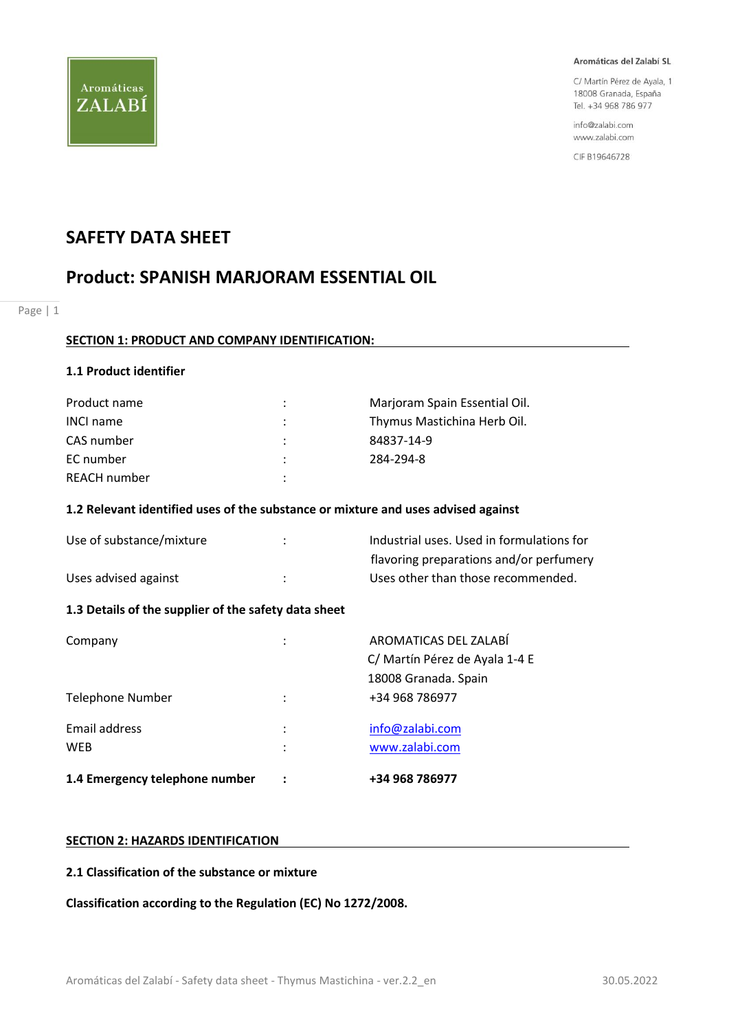Aromáticas ZALABÍ

**Aromáticas del Zalabí SL**

C/ Martín Pérez de Ayala, 1
18008 Granada, España
Tel. +34 968 786 977

info@zalabi.com
www.zalabi.com

CIF B19646728

# SAFETY DATA SHEET

# Product: SPANISH MARJORAM ESSENTIAL OIL

## SECTION 1: PRODUCT AND COMPANY IDENTIFICATION:

### 1.1 Product identifier

| | | |
|---|---|---|
| Product name | : | Marjoram Spain Essential Oil. |
| INCI name | : | Thymus Mastichina Herb Oil. |
| CAS number | : | 84837-14-9 |
| EC number | : | 284-294-8 |
| REACH number | : | |

### 1.2 Relevant identified uses of the substance or mixture and uses advised against

| | | |
|---|---|---|
| Use of substance/mixture | : | Industrial uses. Used in formulations for flavoring preparations and/or perfumery |
| Uses advised against | : | Uses other than those recommended. |

### 1.3 Details of the supplier of the safety data sheet

| | | |
|---|---|---|
| Company | : | AROMATICAS DEL ZALABÍ<br>C/ Martín Pérez de Ayala 1-4 E<br>18008 Granada. Spain |
| Telephone Number | : | +34 968 786977 |
| Email address | : | info@zalabi.com |
| WEB | : | www.zalabi.com |

**1.4 Emergency telephone number : +34 968 786977**

## SECTION 2: HAZARDS IDENTIFICATION

### 2.1 Classification of the substance or mixture

**Classification according to the Regulation (EC) No 1272/2008.**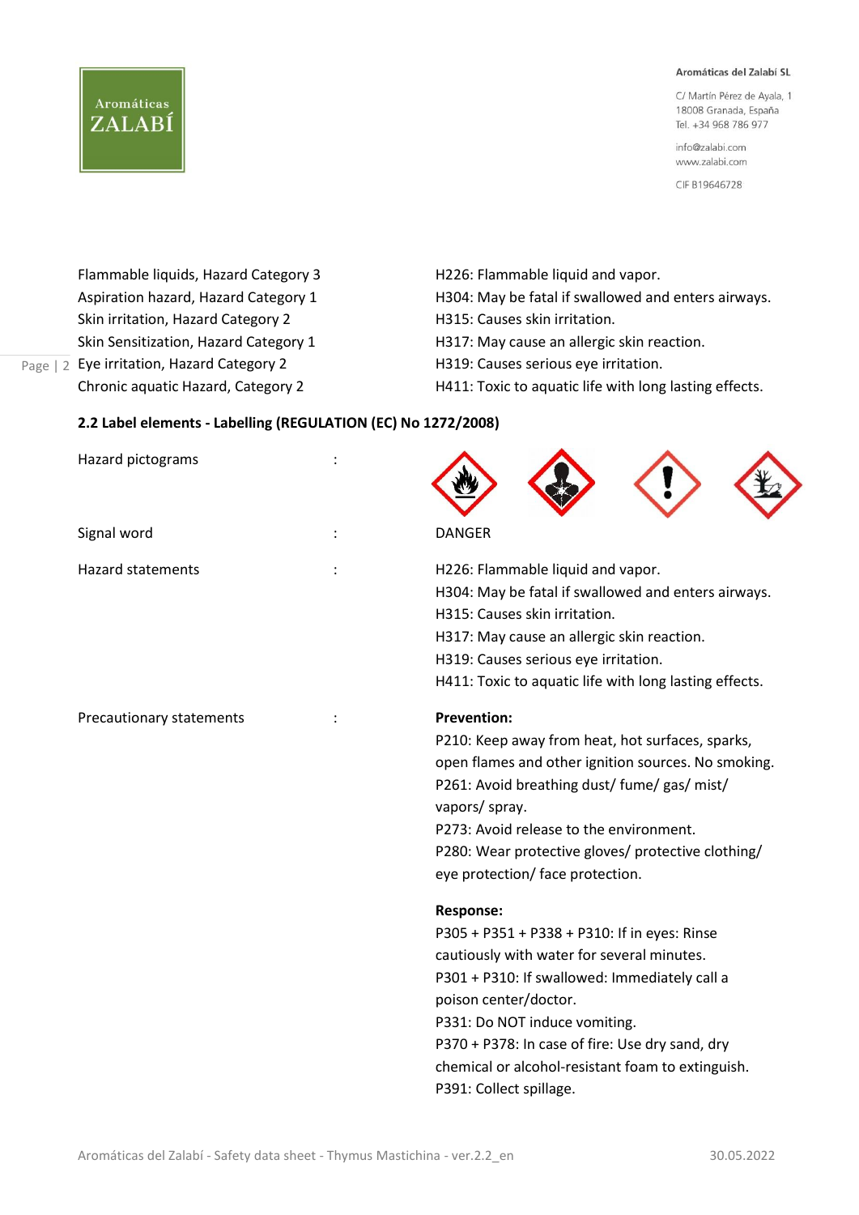| | |
|---|---|
| Flammable liquids, Hazard Category 3 | H226: Flammable liquid and vapor. |
| Aspiration hazard, Hazard Category 1 | H304: May be fatal if swallowed and enters airways. |
| Skin irritation, Hazard Category 2 | H315: Causes skin irritation. |
| Skin Sensitization, Hazard Category 1 | H317: May cause an allergic skin reaction. |
| Eye irritation, Hazard Category 2 | H319: Causes serious eye irritation. |
| Chronic aquatic Hazard, Category 2 | H411: Toxic to aquatic life with long lasting effects. |

**2.2 Label elements - Labelling (REGULATION (EC) No 1272/2008)**

Hazard pictograms :

Signal word : DANGER

Hazard statements :

H226: Flammable liquid and vapor.
H304: May be fatal if swallowed and enters airways.
H315: Causes skin irritation.
H317: May cause an allergic skin reaction.
H319: Causes serious eye irritation.
H411: Toxic to aquatic life with long lasting effects.

Precautionary statements :

**Prevention:**
P210: Keep away from heat, hot surfaces, sparks, open flames and other ignition sources. No smoking.
P261: Avoid breathing dust/ fume/ gas/ mist/ vapors/ spray.
P273: Avoid release to the environment.
P280: Wear protective gloves/ protective clothing/ eye protection/ face protection.

**Response:**
P305 + P351 + P338 + P310: If in eyes: Rinse cautiously with water for several minutes.
P301 + P310: If swallowed: Immediately call a poison center/doctor.
P331: Do NOT induce vomiting.
P370 + P378: In case of fire: Use dry sand, dry chemical or alcohol-resistant foam to extinguish.
P391: Collect spillage.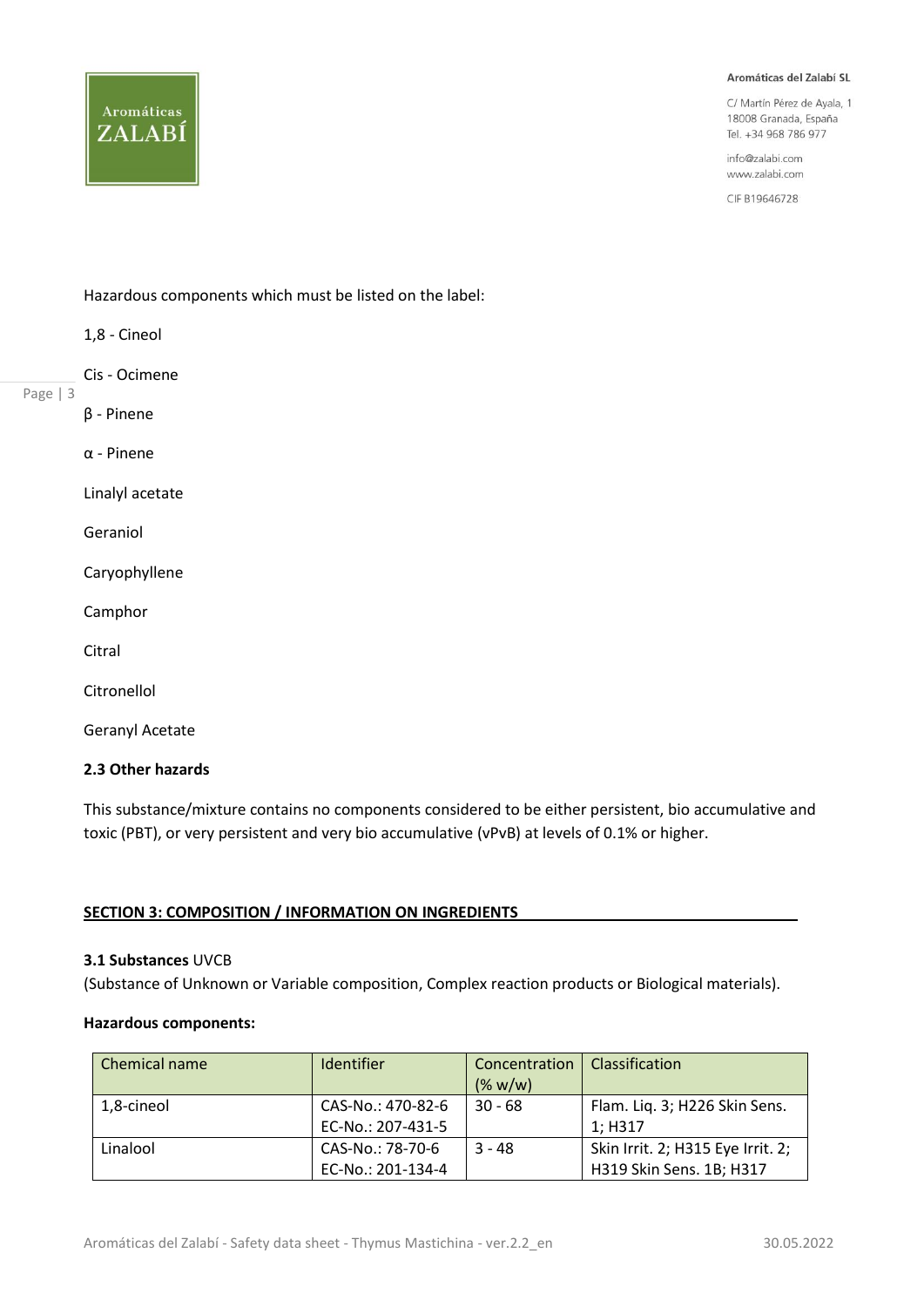Hazardous components which must be listed on the label:

1,8 - Cineol

Cis - Ocimene

β - Pinene

α - Pinene

Linalyl acetate

Geraniol

Caryophyllene

Camphor

Citral

Citronellol

Geranyl Acetate

### 2.3 Other hazards

This substance/mixture contains no components considered to be either persistent, bio accumulative and toxic (PBT), or very persistent and very bio accumulative (vPvB) at levels of 0.1% or higher.

## SECTION 3: COMPOSITION / INFORMATION ON INGREDIENTS

**3.1 Substances** UVCB

(Substance of Unknown or Variable composition, Complex reaction products or Biological materials).

**Hazardous components:**

| Chemical name | Identifier | Concentration (% w/w) | Classification |
|---|---|---|---|
| 1,8-cineol | CAS-No.: 470-82-6 EC-No.: 207-431-5 | 30 - 68 | Flam. Liq. 3; H226 Skin Sens. 1; H317 |
| Linalool | CAS-No.: 78-70-6 EC-No.: 201-134-4 | 3 - 48 | Skin Irrit. 2; H315 Eye Irrit. 2; H319 Skin Sens. 1B; H317 |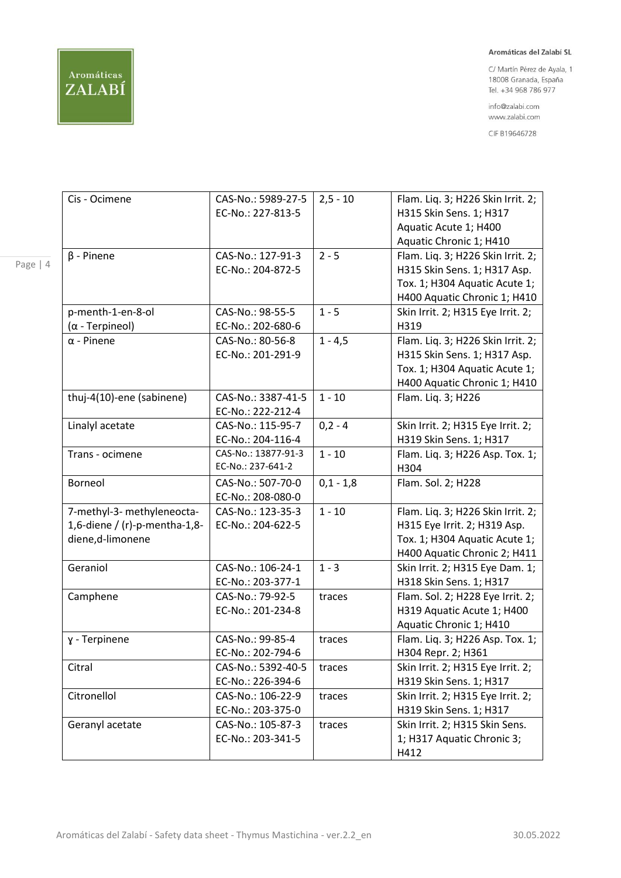| Cis - Ocimene | CAS-No.: 5989-27-5<br>EC-No.: 227-813-5 | 2,5 - 10 | Flam. Liq. 3; H226 Skin Irrit. 2; H315 Skin Sens. 1; H317 Aquatic Acute 1; H400 Aquatic Chronic 1; H410 |
|---|---|---|---|
| β - Pinene | CAS-No.: 127-91-3<br>EC-No.: 204-872-5 | 2 - 5 | Flam. Liq. 3; H226 Skin Irrit. 2; H315 Skin Sens. 1; H317 Asp. Tox. 1; H304 Aquatic Acute 1; H400 Aquatic Chronic 1; H410 |
| p-menth-1-en-8-ol<br>(α - Terpineol) | CAS-No.: 98-55-5<br>EC-No.: 202-680-6 | 1 - 5 | Skin Irrit. 2; H315 Eye Irrit. 2; H319 |
| α - Pinene | CAS-No.: 80-56-8<br>EC-No.: 201-291-9 | 1 - 4,5 | Flam. Liq. 3; H226 Skin Irrit. 2; H315 Skin Sens. 1; H317 Asp. Tox. 1; H304 Aquatic Acute 1; H400 Aquatic Chronic 1; H410 |
| thuj-4(10)-ene (sabinene) | CAS-No.: 3387-41-5<br>EC-No.: 222-212-4 | 1 - 10 | Flam. Liq. 3; H226 |
| Linalyl acetate | CAS-No.: 115-95-7<br>EC-No.: 204-116-4 | 0,2 - 4 | Skin Irrit. 2; H315 Eye Irrit. 2; H319 Skin Sens. 1; H317 |
| Trans - ocimene | CAS-No.: 13877-91-3<br>EC-No.: 237-641-2 | 1 - 10 | Flam. Liq. 3; H226 Asp. Tox. 1; H304 |
| Borneol | CAS-No.: 507-70-0<br>EC-No.: 208-080-0 | 0,1 - 1,8 | Flam. Sol. 2; H228 |
| 7-methyl-3- methyleneocta-1,6-diene / (r)-p-mentha-1,8-diene,d-limonene | CAS-No.: 123-35-3<br>EC-No.: 204-622-5 | 1 - 10 | Flam. Liq. 3; H226 Skin Irrit. 2; H315 Eye Irrit. 2; H319 Asp. Tox. 1; H304 Aquatic Acute 1; H400 Aquatic Chronic 2; H411 |
| Geraniol | CAS-No.: 106-24-1<br>EC-No.: 203-377-1 | 1 - 3 | Skin Irrit. 2; H315 Eye Dam. 1; H318 Skin Sens. 1; H317 |
| Camphene | CAS-No.: 79-92-5<br>EC-No.: 201-234-8 | traces | Flam. Sol. 2; H228 Eye Irrit. 2; H319 Aquatic Acute 1; H400 Aquatic Chronic 1; H410 |
| ɣ - Terpinene | CAS-No.: 99-85-4<br>EC-No.: 202-794-6 | traces | Flam. Liq. 3; H226 Asp. Tox. 1; H304 Repr. 2; H361 |
| Citral | CAS-No.: 5392-40-5<br>EC-No.: 226-394-6 | traces | Skin Irrit. 2; H315 Eye Irrit. 2; H319 Skin Sens. 1; H317 |
| Citronellol | CAS-No.: 106-22-9<br>EC-No.: 203-375-0 | traces | Skin Irrit. 2; H315 Eye Irrit. 2; H319 Skin Sens. 1; H317 |
| Geranyl acetate | CAS-No.: 105-87-3<br>EC-No.: 203-341-5 | traces | Skin Irrit. 2; H315 Skin Sens. 1; H317 Aquatic Chronic 3; H412 |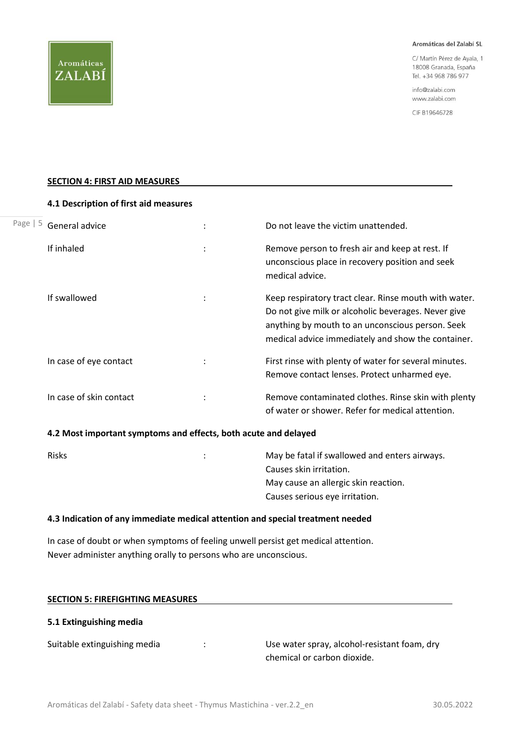## SECTION 4: FIRST AID MEASURES

### 4.1 Description of first aid measures

| | | |
|---|---|---|
| General advice | : | Do not leave the victim unattended. |
| If inhaled | : | Remove person to fresh air and keep at rest. If unconscious place in recovery position and seek medical advice. |
| If swallowed | : | Keep respiratory tract clear. Rinse mouth with water. Do not give milk or alcoholic beverages. Never give anything by mouth to an unconscious person. Seek medical advice immediately and show the container. |
| In case of eye contact | : | First rinse with plenty of water for several minutes. Remove contact lenses. Protect unharmed eye. |
| In case of skin contact | : | Remove contaminated clothes. Rinse skin with plenty of water or shower. Refer for medical attention. |

### 4.2 Most important symptoms and effects, both acute and delayed

| | | |
|---|---|---|
| Risks | : | May be fatal if swallowed and enters airways.<br>Causes skin irritation.<br>May cause an allergic skin reaction.<br>Causes serious eye irritation. |

### 4.3 Indication of any immediate medical attention and special treatment needed

In case of doubt or when symptoms of feeling unwell persist get medical attention.
Never administer anything orally to persons who are unconscious.

## SECTION 5: FIREFIGHTING MEASURES

### 5.1 Extinguishing media

| | | |
|---|---|---|
| Suitable extinguishing media | : | Use water spray, alcohol-resistant foam, dry chemical or carbon dioxide. |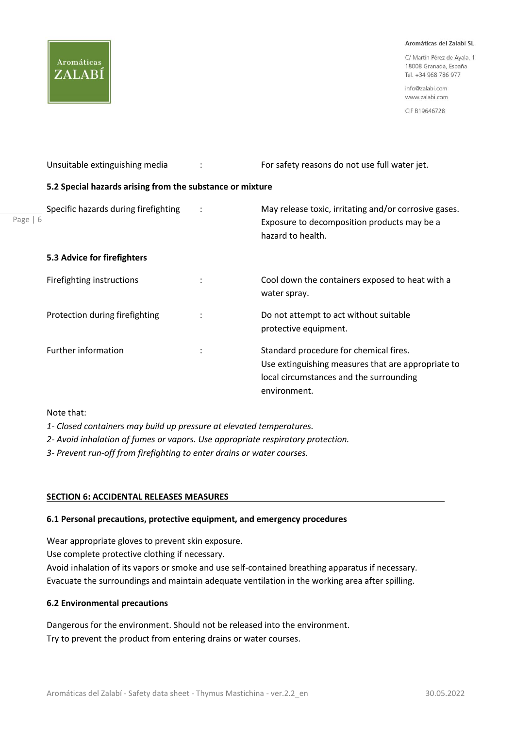| | | |
|---|---|---|
| Unsuitable extinguishing media | : | For safety reasons do not use full water jet. |

**5.2 Special hazards arising from the substance or mixture**

| | | |
|---|---|---|
| Specific hazards during firefighting | : | May release toxic, irritating and/or corrosive gases. Exposure to decomposition products may be a hazard to health. |

**5.3 Advice for firefighters**

| | | |
|---|---|---|
| Firefighting instructions | : | Cool down the containers exposed to heat with a water spray. |
| Protection during firefighting | : | Do not attempt to act without suitable protective equipment. |
| Further information | : | Standard procedure for chemical fires. Use extinguishing measures that are appropriate to local circumstances and the surrounding environment. |

Note that:

*1- Closed containers may build up pressure at elevated temperatures.*

*2- Avoid inhalation of fumes or vapors. Use appropriate respiratory protection.*

*3- Prevent run-off from firefighting to enter drains or water courses.*

## SECTION 6: ACCIDENTAL RELEASES MEASURES

**6.1 Personal precautions, protective equipment, and emergency procedures**

Wear appropriate gloves to prevent skin exposure.
Use complete protective clothing if necessary.
Avoid inhalation of its vapors or smoke and use self-contained breathing apparatus if necessary.
Evacuate the surroundings and maintain adequate ventilation in the working area after spilling.

**6.2 Environmental precautions**

Dangerous for the environment. Should not be released into the environment.
Try to prevent the product from entering drains or water courses.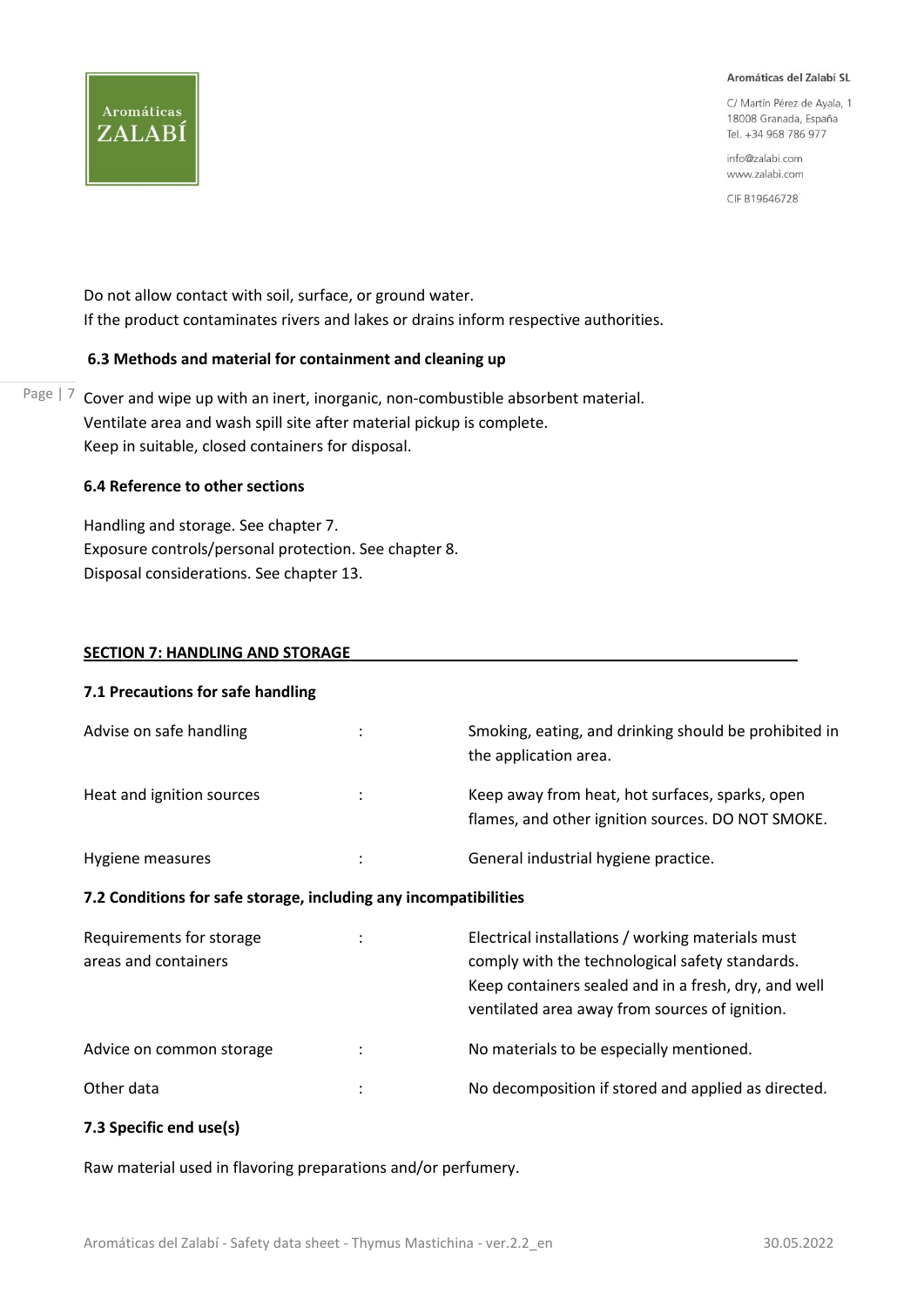Do not allow contact with soil, surface, or ground water.
If the product contaminates rivers and lakes or drains inform respective authorities.

### 6.3 Methods and material for containment and cleaning up

Cover and wipe up with an inert, inorganic, non-combustible absorbent material.
Ventilate area and wash spill site after material pickup is complete.
Keep in suitable, closed containers for disposal.

### 6.4 Reference to other sections

Handling and storage. See chapter 7.
Exposure controls/personal protection. See chapter 8.
Disposal considerations. See chapter 13.

## SECTION 7: HANDLING AND STORAGE

### 7.1 Precautions for safe handling

| | | |
|---|---|---|
| Advise on safe handling | : | Smoking, eating, and drinking should be prohibited in the application area. |
| Heat and ignition sources | : | Keep away from heat, hot surfaces, sparks, open flames, and other ignition sources. DO NOT SMOKE. |
| Hygiene measures | : | General industrial hygiene practice. |

### 7.2 Conditions for safe storage, including any incompatibilities

| | | |
|---|---|---|
| Requirements for storage areas and containers | : | Electrical installations / working materials must comply with the technological safety standards. Keep containers sealed and in a fresh, dry, and well ventilated area away from sources of ignition. |
| Advice on common storage | : | No materials to be especially mentioned. |
| Other data | : | No decomposition if stored and applied as directed. |

### 7.3 Specific end use(s)

Raw material used in flavoring preparations and/or perfumery.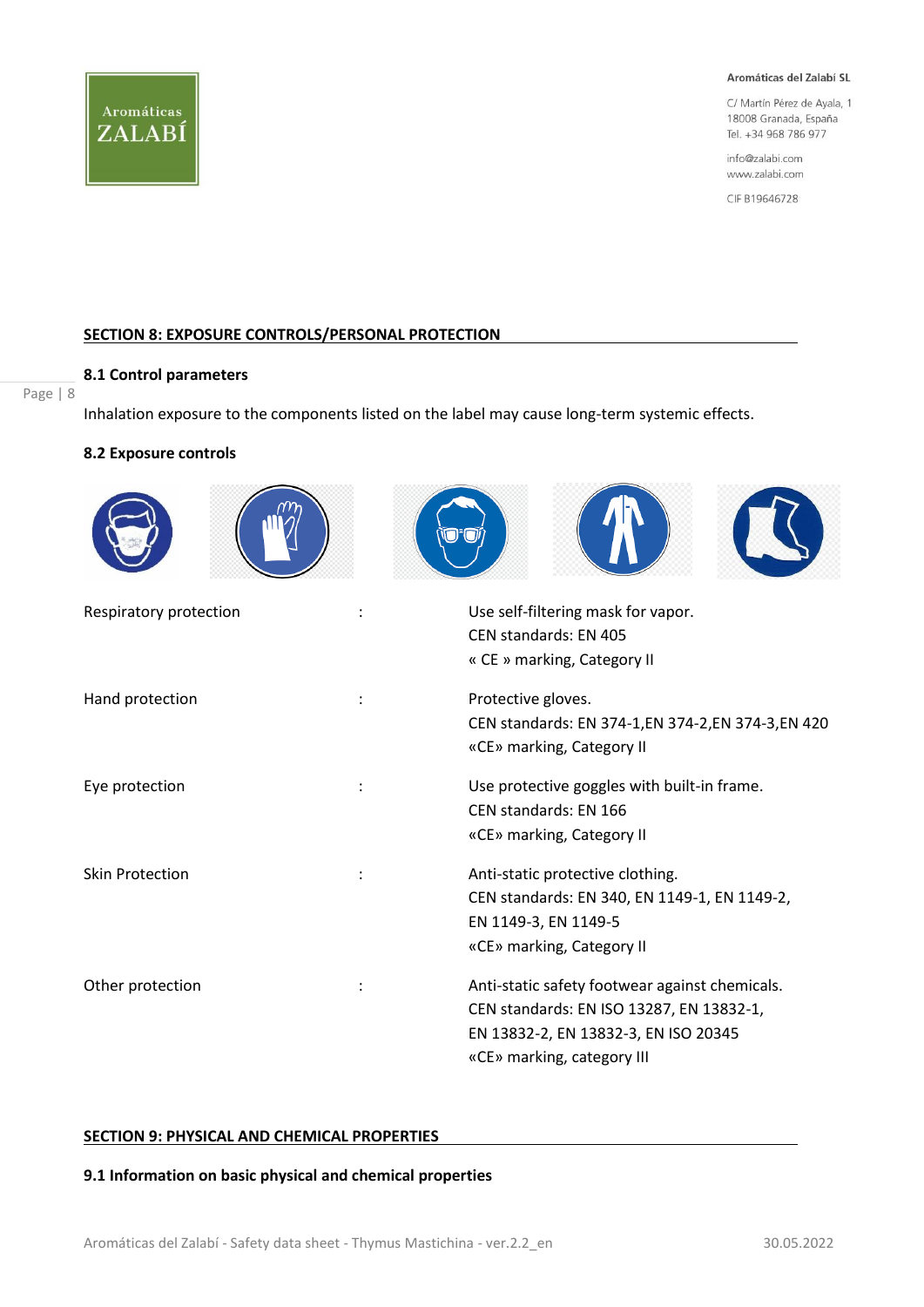## SECTION 8: EXPOSURE CONTROLS/PERSONAL PROTECTION

### 8.1 Control parameters

Inhalation exposure to the components listed on the label may cause long-term systemic effects.

### 8.2 Exposure controls

| | | |
|---|---|---|
| Respiratory protection | : | Use self-filtering mask for vapor.<br>CEN standards: EN 405<br>« CE » marking, Category II |
| Hand protection | : | Protective gloves.<br>CEN standards: EN 374-1,EN 374-2,EN 374-3,EN 420<br>«CE» marking, Category II |
| Eye protection | : | Use protective goggles with built-in frame.<br>CEN standards: EN 166<br>«CE» marking, Category II |
| Skin Protection | : | Anti-static protective clothing.<br>CEN standards: EN 340, EN 1149-1, EN 1149-2, EN 1149-3, EN 1149-5<br>«CE» marking, Category II |
| Other protection | : | Anti-static safety footwear against chemicals.<br>CEN standards: EN ISO 13287, EN 13832-1, EN 13832-2, EN 13832-3, EN ISO 20345<br>«CE» marking, category III |

## SECTION 9: PHYSICAL AND CHEMICAL PROPERTIES

### 9.1 Information on basic physical and chemical properties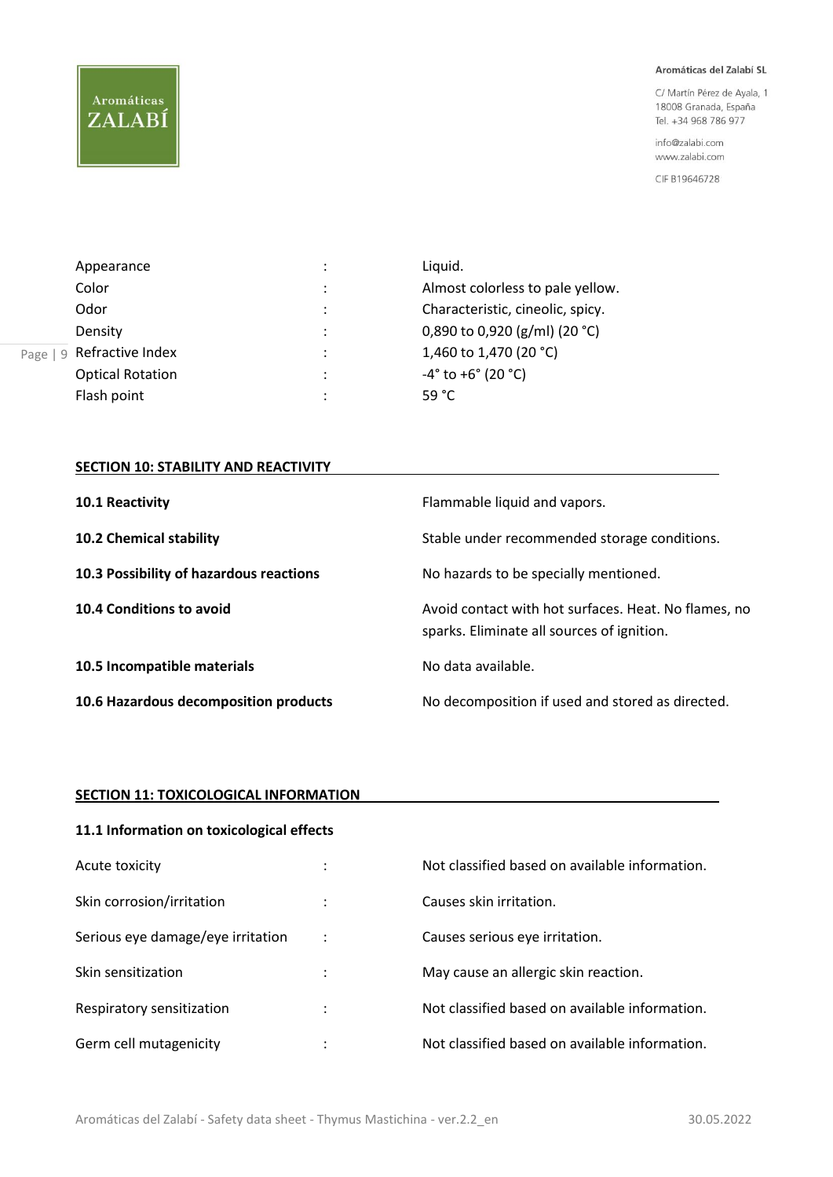| | | |
|---|---|---|
| Appearance | : | Liquid. |
| Color | : | Almost colorless to pale yellow. |
| Odor | : | Characteristic, cineolic, spicy. |
| Density | : | 0,890 to 0,920 (g/ml) (20 °C) |
| Refractive Index | : | 1,460 to 1,470 (20 °C) |
| Optical Rotation | : | -4° to +6° (20 °C) |
| Flash point | : | 59 °C |

## SECTION 10: STABILITY AND REACTIVITY

| | |
|---|---|
| **10.1 Reactivity** | Flammable liquid and vapors. |
| **10.2 Chemical stability** | Stable under recommended storage conditions. |
| **10.3 Possibility of hazardous reactions** | No hazards to be specially mentioned. |
| **10.4 Conditions to avoid** | Avoid contact with hot surfaces. Heat. No flames, no sparks. Eliminate all sources of ignition. |
| **10.5 Incompatible materials** | No data available. |
| **10.6 Hazardous decomposition products** | No decomposition if used and stored as directed. |

## SECTION 11: TOXICOLOGICAL INFORMATION

### 11.1 Information on toxicological effects

| | | |
|---|---|---|
| Acute toxicity | : | Not classified based on available information. |
| Skin corrosion/irritation | : | Causes skin irritation. |
| Serious eye damage/eye irritation | : | Causes serious eye irritation. |
| Skin sensitization | : | May cause an allergic skin reaction. |
| Respiratory sensitization | : | Not classified based on available information. |
| Germ cell mutagenicity | : | Not classified based on available information. |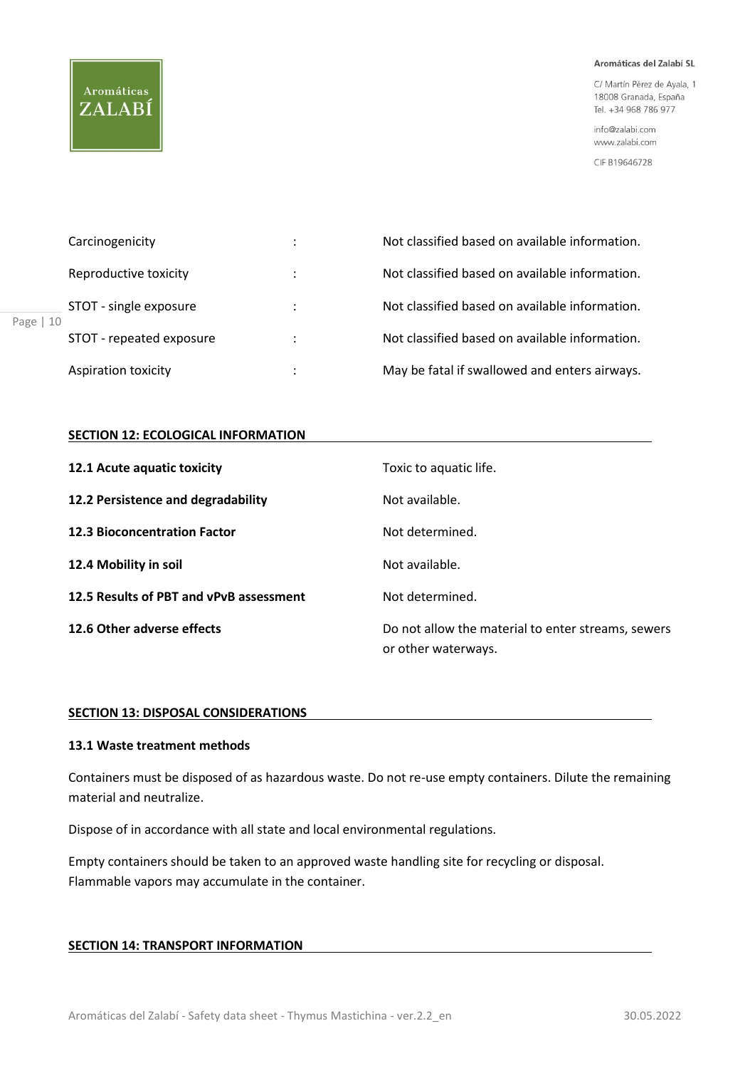| | | |
|---|---|---|
| Carcinogenicity | : | Not classified based on available information. |
| Reproductive toxicity | : | Not classified based on available information. |
| STOT - single exposure | : | Not classified based on available information. |
| STOT - repeated exposure | : | Not classified based on available information. |
| Aspiration toxicity | : | May be fatal if swallowed and enters airways. |

## SECTION 12: ECOLOGICAL INFORMATION

| | |
|---|---|
| **12.1 Acute aquatic toxicity** | Toxic to aquatic life. |
| **12.2 Persistence and degradability** | Not available. |
| **12.3 Bioconcentration Factor** | Not determined. |
| **12.4 Mobility in soil** | Not available. |
| **12.5 Results of PBT and vPvB assessment** | Not determined. |
| **12.6 Other adverse effects** | Do not allow the material to enter streams, sewers or other waterways. |

## SECTION 13: DISPOSAL CONSIDERATIONS

### 13.1 Waste treatment methods

Containers must be disposed of as hazardous waste. Do not re-use empty containers. Dilute the remaining material and neutralize.

Dispose of in accordance with all state and local environmental regulations.

Empty containers should be taken to an approved waste handling site for recycling or disposal. Flammable vapors may accumulate in the container.

## SECTION 14: TRANSPORT INFORMATION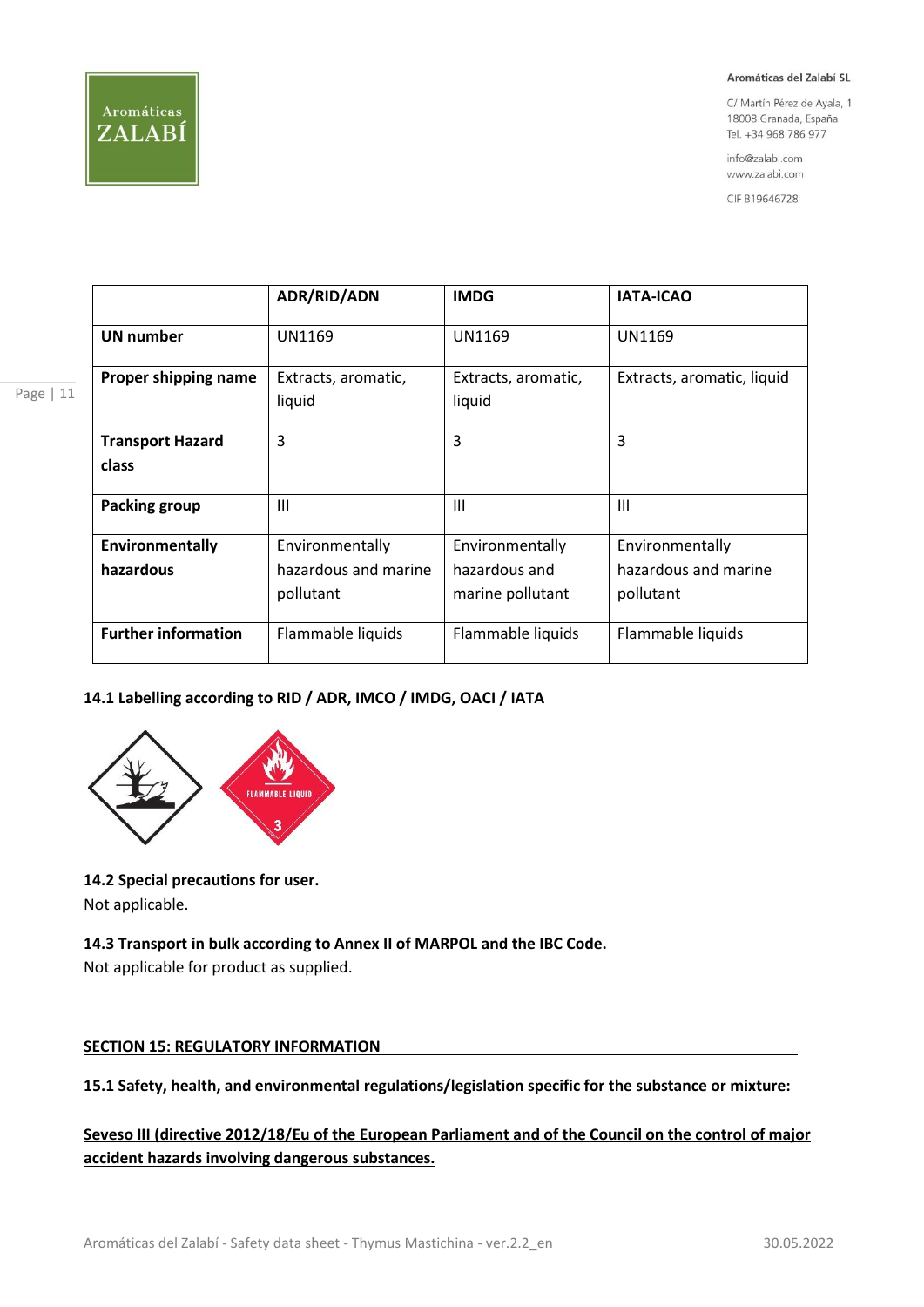| | ADR/RID/ADN | IMDG | IATA-ICAO |
|---|---|---|---|
| **UN number** | UN1169 | UN1169 | UN1169 |
| **Proper shipping name** | Extracts, aromatic, liquid | Extracts, aromatic, liquid | Extracts, aromatic, liquid |
| **Transport Hazard class** | 3 | 3 | 3 |
| **Packing group** | III | III | III |
| **Environmentally hazardous** | Environmentally hazardous and marine pollutant | Environmentally hazardous and marine pollutant | Environmentally hazardous and marine pollutant |
| **Further information** | Flammable liquids | Flammable liquids | Flammable liquids |

**14.1 Labelling according to RID / ADR, IMCO / IMDG, OACI / IATA**

**14.2 Special precautions for user.**

Not applicable.

**14.3 Transport in bulk according to Annex II of MARPOL and the IBC Code.**

Not applicable for product as supplied.

## SECTION 15: REGULATORY INFORMATION

**15.1 Safety, health, and environmental regulations/legislation specific for the substance or mixture:**

**Seveso III (directive 2012/18/Eu of the European Parliament and of the Council on the control of major accident hazards involving dangerous substances.**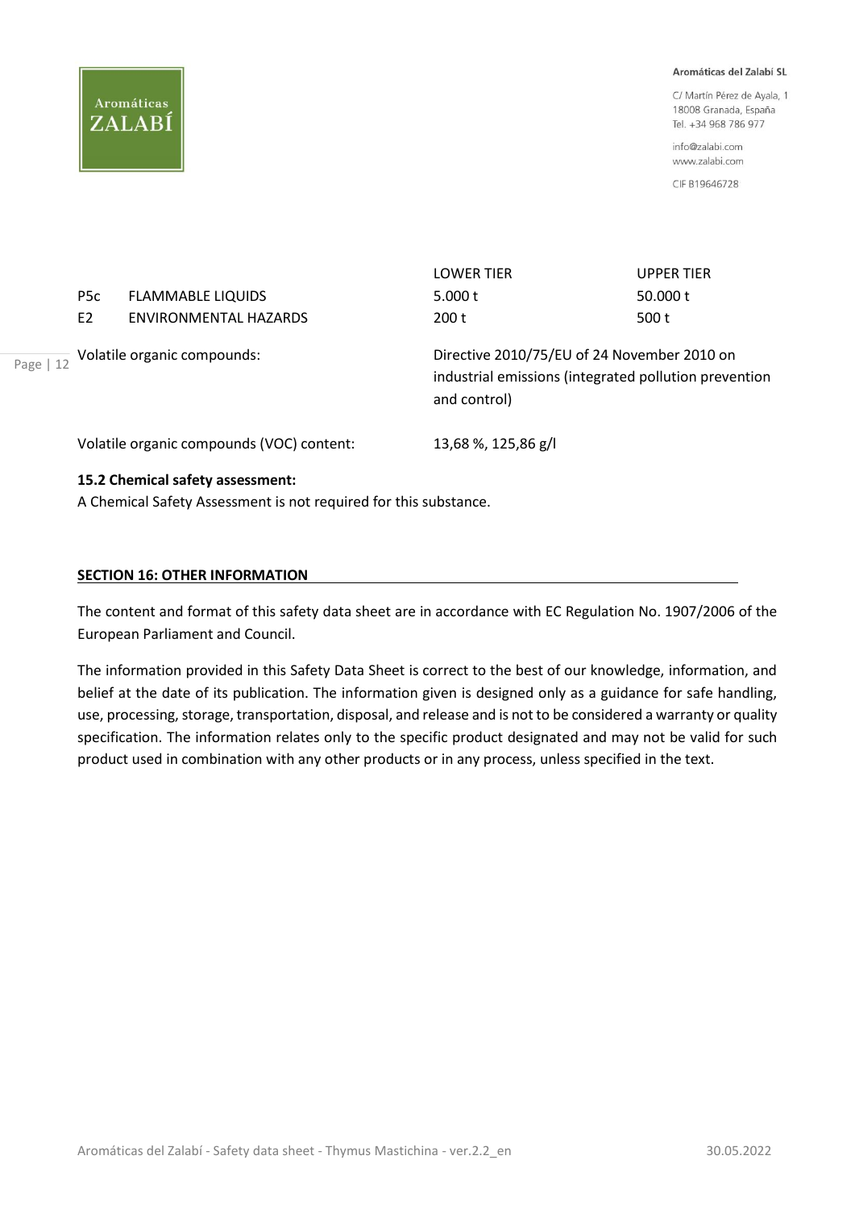| | | LOWER TIER | UPPER TIER |
|---|---|---|---|
| P5c | FLAMMABLE LIQUIDS | 5.000 t | 50.000 t |
| E2 | ENVIRONMENTAL HAZARDS | 200 t | 500 t |

Volatile organic compounds: Directive 2010/75/EU of 24 November 2010 on industrial emissions (integrated pollution prevention and control)

Volatile organic compounds (VOC) content: 13,68 %, 125,86 g/l

**15.2 Chemical safety assessment:**

A Chemical Safety Assessment is not required for this substance.

## SECTION 16: OTHER INFORMATION

The content and format of this safety data sheet are in accordance with EC Regulation No. 1907/2006 of the European Parliament and Council.

The information provided in this Safety Data Sheet is correct to the best of our knowledge, information, and belief at the date of its publication. The information given is designed only as a guidance for safe handling, use, processing, storage, transportation, disposal, and release and is not to be considered a warranty or quality specification. The information relates only to the specific product designated and may not be valid for such product used in combination with any other products or in any process, unless specified in the text.